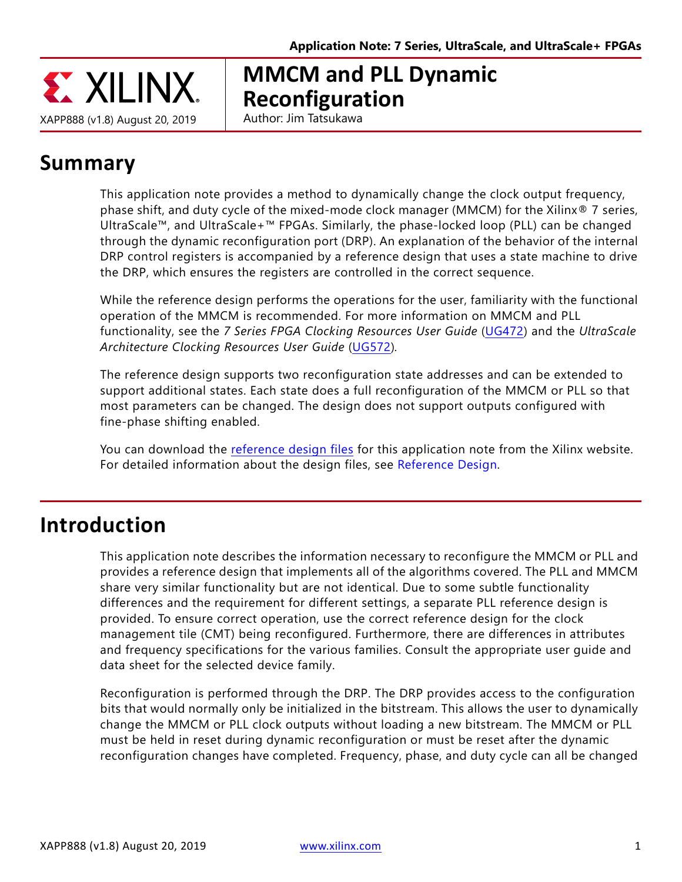Application Note: 7 Series, UltraScale, and UltraScale+ FPGAs

XAPP888 (v1.8) August 20, 2019

# MMCM and PLL Dynamic Reconfiguration

Author: Jim Tatsukawa

## Summary

This application note provides a method to dynamically change the clock output frequency, phase shift, and duty cycle of the mixed-mode clock manager (MMCM) for the Xilinx® 7 series, UltraScale™, and UltraScale+™ FPGAs. Similarly, the phase-locked loop (PLL) can be changed through the dynamic reconfiguration port (DRP). An explanation of the behavior of the internal DRP control registers is accompanied by a reference design that uses a state machine to drive the DRP, which ensures the registers are controlled in the correct sequence.

While the reference design performs the operations for the user, familiarity with the functional operation of the MMCM is recommended. For more information on MMCM and PLL functionality, see the *7 Series FPGA Clocking Resources User Guide* (UG472) and the *UltraScale Architecture Clocking Resources User Guide* (UG572).

The reference design supports two reconfiguration state addresses and can be extended to support additional states. Each state does a full reconfiguration of the MMCM or PLL so that most parameters can be changed. The design does not support outputs configured with fine-phase shifting enabled.

You can download the reference design files for this application note from the Xilinx website. For detailed information about the design files, see Reference Design.

## Introduction

This application note describes the information necessary to reconfigure the MMCM or PLL and provides a reference design that implements all of the algorithms covered. The PLL and MMCM share very similar functionality but are not identical. Due to some subtle functionality differences and the requirement for different settings, a separate PLL reference design is provided. To ensure correct operation, use the correct reference design for the clock management tile (CMT) being reconfigured. Furthermore, there are differences in attributes and frequency specifications for the various families. Consult the appropriate user guide and data sheet for the selected device family.

Reconfiguration is performed through the DRP. The DRP provides access to the configuration bits that would normally only be initialized in the bitstream. This allows the user to dynamically change the MMCM or PLL clock outputs without loading a new bitstream. The MMCM or PLL must be held in reset during dynamic reconfiguration or must be reset after the dynamic reconfiguration changes have completed. Frequency, phase, and duty cycle can all be changed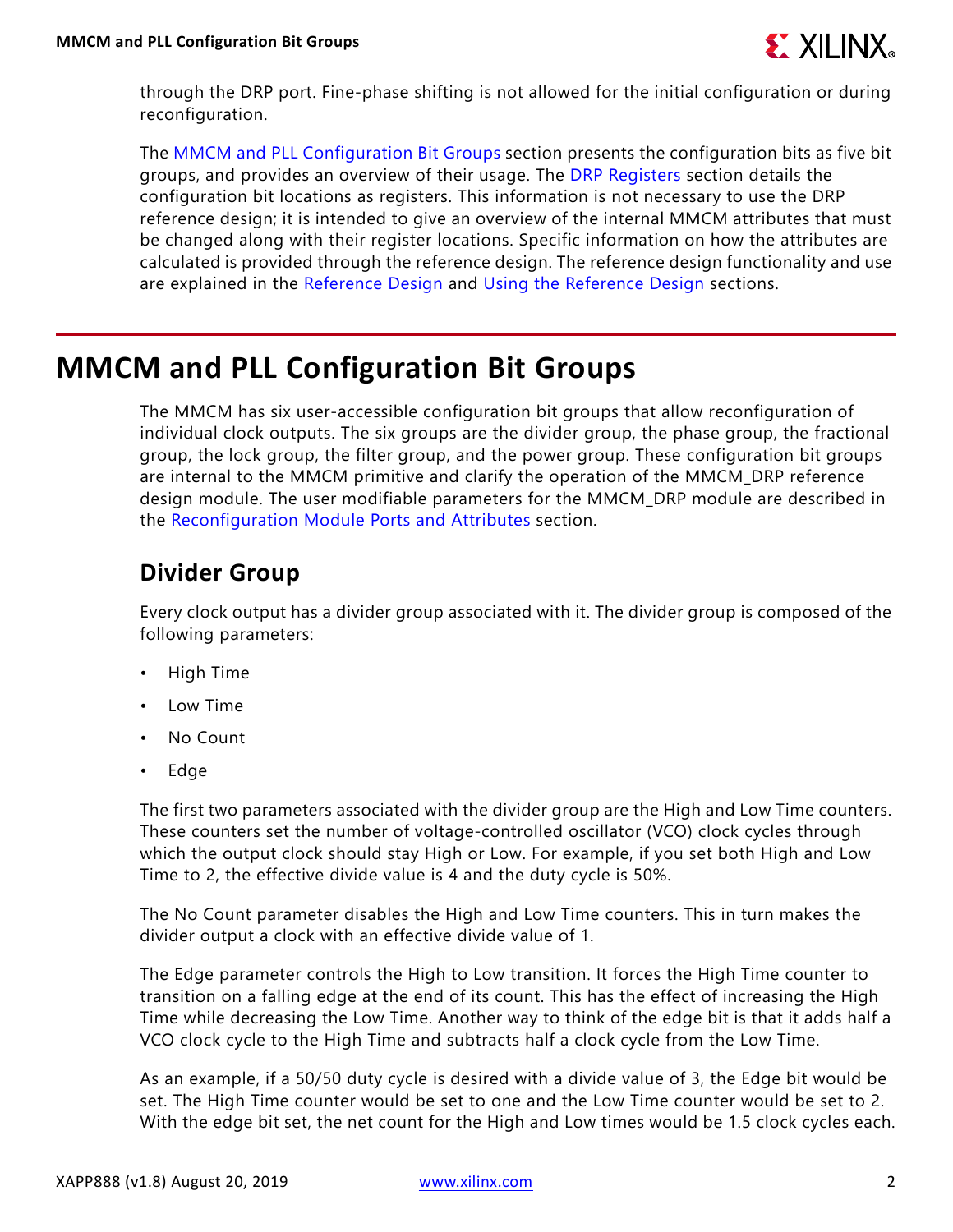through the DRP port. Fine-phase shifting is not allowed for the initial configuration or during reconfiguration.

The MMCM and PLL Configuration Bit Groups section presents the configuration bits as five bit groups, and provides an overview of their usage. The DRP Registers section details the configuration bit locations as registers. This information is not necessary to use the DRP reference design; it is intended to give an overview of the internal MMCM attributes that must be changed along with their register locations. Specific information on how the attributes are calculated is provided through the reference design. The reference design functionality and use are explained in the Reference Design and Using the Reference Design sections.

# MMCM and PLL Configuration Bit Groups

The MMCM has six user-accessible configuration bit groups that allow reconfiguration of individual clock outputs. The six groups are the divider group, the phase group, the fractional group, the lock group, the filter group, and the power group. These configuration bit groups are internal to the MMCM primitive and clarify the operation of the MMCM_DRP reference design module. The user modifiable parameters for the MMCM_DRP module are described in the Reconfiguration Module Ports and Attributes section.

## Divider Group

Every clock output has a divider group associated with it. The divider group is composed of the following parameters:

- High Time
- Low Time
- No Count
- Edge

The first two parameters associated with the divider group are the High and Low Time counters. These counters set the number of voltage-controlled oscillator (VCO) clock cycles through which the output clock should stay High or Low. For example, if you set both High and Low Time to 2, the effective divide value is 4 and the duty cycle is 50%.

The No Count parameter disables the High and Low Time counters. This in turn makes the divider output a clock with an effective divide value of 1.

The Edge parameter controls the High to Low transition. It forces the High Time counter to transition on a falling edge at the end of its count. This has the effect of increasing the High Time while decreasing the Low Time. Another way to think of the edge bit is that it adds half a VCO clock cycle to the High Time and subtracts half a clock cycle from the Low Time.

As an example, if a 50/50 duty cycle is desired with a divide value of 3, the Edge bit would be set. The High Time counter would be set to one and the Low Time counter would be set to 2. With the edge bit set, the net count for the High and Low times would be 1.5 clock cycles each.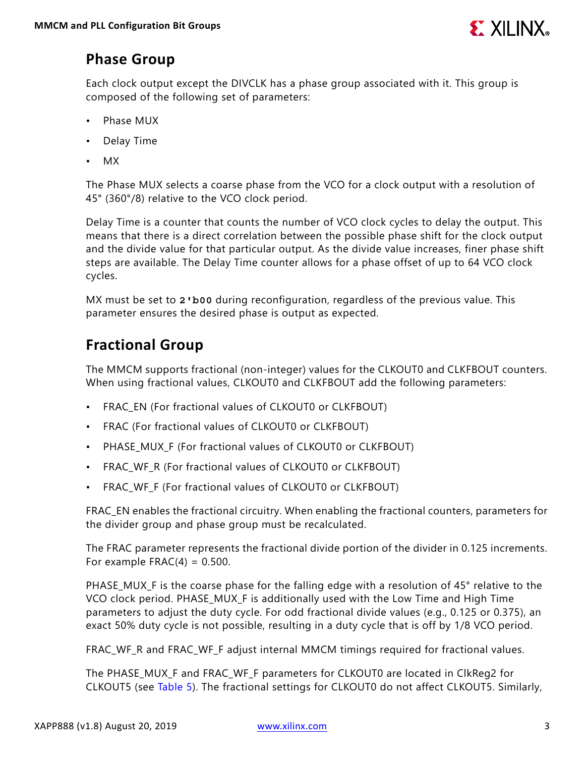## Phase Group

Each clock output except the DIVCLK has a phase group associated with it. This group is composed of the following set of parameters:

- Phase MUX
- Delay Time
- MX

The Phase MUX selects a coarse phase from the VCO for a clock output with a resolution of 45° (360°/8) relative to the VCO clock period.

Delay Time is a counter that counts the number of VCO clock cycles to delay the output. This means that there is a direct correlation between the possible phase shift for the clock output and the divide value for that particular output. As the divide value increases, finer phase shift steps are available. The Delay Time counter allows for a phase offset of up to 64 VCO clock cycles.

MX must be set to **2'b00** during reconfiguration, regardless of the previous value. This parameter ensures the desired phase is output as expected.

## Fractional Group

The MMCM supports fractional (non-integer) values for the CLKOUT0 and CLKFBOUT counters. When using fractional values, CLKOUT0 and CLKFBOUT add the following parameters:

- FRAC_EN (For fractional values of CLKOUT0 or CLKFBOUT)
- FRAC (For fractional values of CLKOUT0 or CLKFBOUT)
- PHASE_MUX_F (For fractional values of CLKOUT0 or CLKFBOUT)
- FRAC_WF_R (For fractional values of CLKOUT0 or CLKFBOUT)
- FRAC_WF_F (For fractional values of CLKOUT0 or CLKFBOUT)

FRAC_EN enables the fractional circuitry. When enabling the fractional counters, parameters for the divider group and phase group must be recalculated.

The FRAC parameter represents the fractional divide portion of the divider in 0.125 increments. For example FRAC(4) = 0.500.

PHASE_MUX_F is the coarse phase for the falling edge with a resolution of 45° relative to the VCO clock period. PHASE_MUX_F is additionally used with the Low Time and High Time parameters to adjust the duty cycle. For odd fractional divide values (e.g., 0.125 or 0.375), an exact 50% duty cycle is not possible, resulting in a duty cycle that is off by 1/8 VCO period.

FRAC_WF_R and FRAC_WF_F adjust internal MMCM timings required for fractional values.

The PHASE_MUX_F and FRAC_WF_F parameters for CLKOUT0 are located in ClkReg2 for CLKOUT5 (see Table 5). The fractional settings for CLKOUT0 do not affect CLKOUT5. Similarly,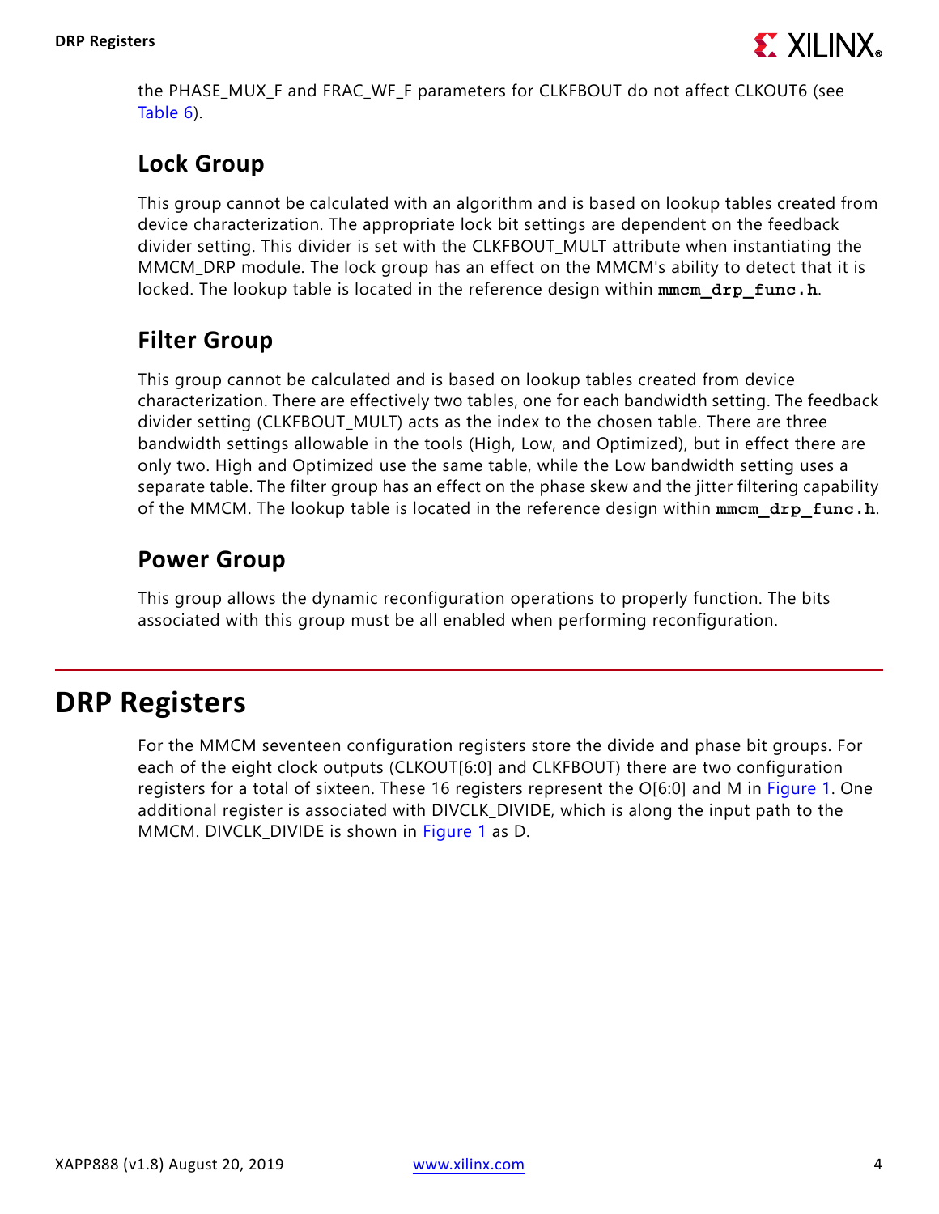the PHASE_MUX_F and FRAC_WF_F parameters for CLKFBOUT do not affect CLKOUT6 (see Table 6).

### Lock Group

This group cannot be calculated with an algorithm and is based on lookup tables created from device characterization. The appropriate lock bit settings are dependent on the feedback divider setting. This divider is set with the CLKFBOUT_MULT attribute when instantiating the MMCM_DRP module. The lock group has an effect on the MMCM's ability to detect that it is locked. The lookup table is located in the reference design within **mmcm_drp_func.h**.

### Filter Group

This group cannot be calculated and is based on lookup tables created from device characterization. There are effectively two tables, one for each bandwidth setting. The feedback divider setting (CLKFBOUT_MULT) acts as the index to the chosen table. There are three bandwidth settings allowable in the tools (High, Low, and Optimized), but in effect there are only two. High and Optimized use the same table, while the Low bandwidth setting uses a separate table. The filter group has an effect on the phase skew and the jitter filtering capability of the MMCM. The lookup table is located in the reference design within **mmcm_drp_func.h**.

### Power Group

This group allows the dynamic reconfiguration operations to properly function. The bits associated with this group must be all enabled when performing reconfiguration.

## DRP Registers

For the MMCM seventeen configuration registers store the divide and phase bit groups. For each of the eight clock outputs (CLKOUT[6:0] and CLKFBOUT) there are two configuration registers for a total of sixteen. These 16 registers represent the O[6:0] and M in Figure 1. One additional register is associated with DIVCLK_DIVIDE, which is along the input path to the MMCM. DIVCLK_DIVIDE is shown in Figure 1 as D.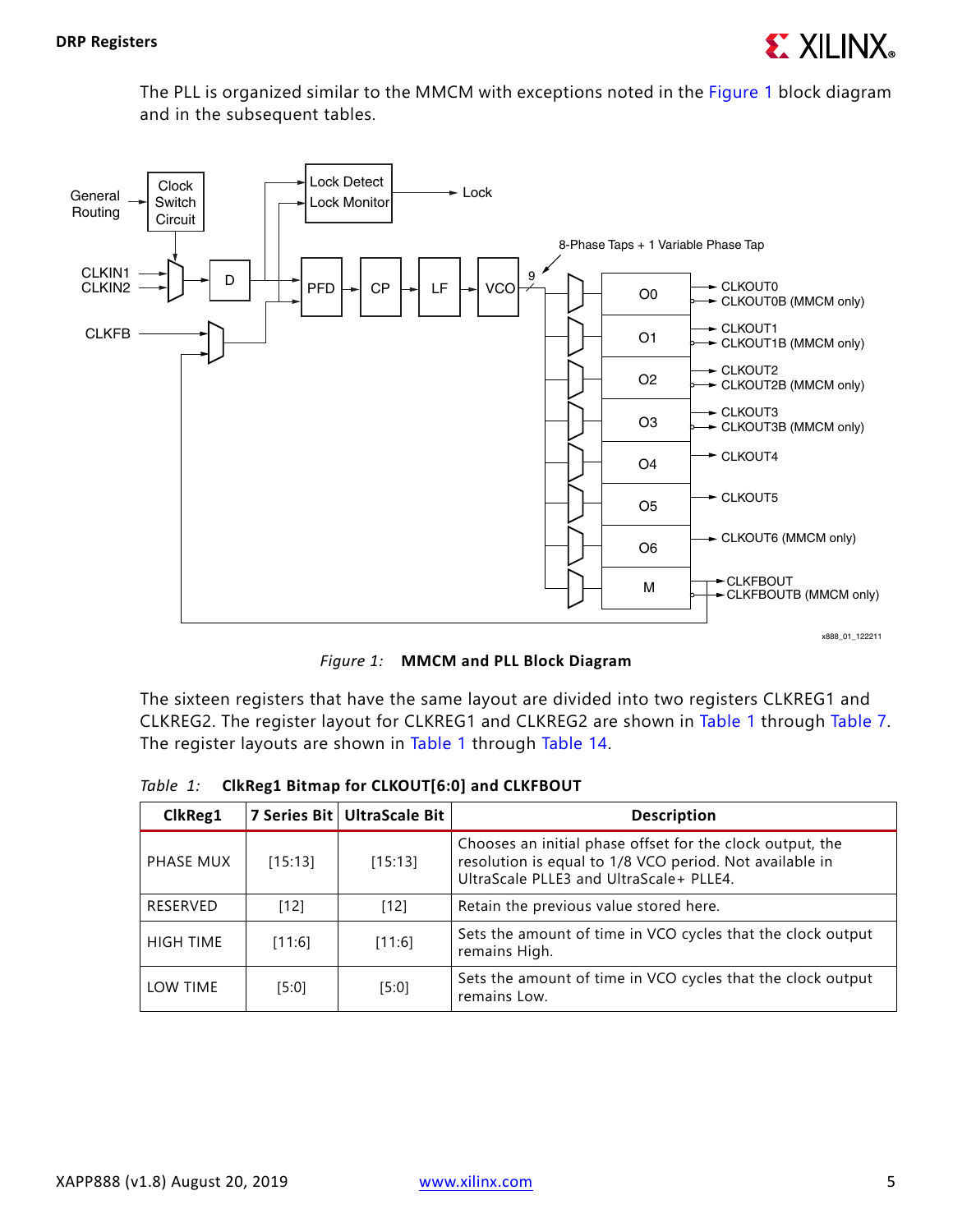The PLL is organized similar to the MMCM with exceptions noted in the Figure 1 block diagram and in the subsequent tables.

*Figure 1:* **MMCM and PLL Block Diagram**

The sixteen registers that have the same layout are divided into two registers CLKREG1 and CLKREG2. The register layout for CLKREG1 and CLKREG2 are shown in Table 1 through Table 7. The register layouts are shown in Table 1 through Table 14.

*Table 1:* **ClkReg1 Bitmap for CLKOUT[6:0] and CLKFBOUT**

| ClkReg1 | 7 Series Bit | UltraScale Bit | Description |
|---|---|---|---|
| PHASE MUX | [15:13] | [15:13] | Chooses an initial phase offset for the clock output, the resolution is equal to 1/8 VCO period. Not available in UltraScale PLLE3 and UltraScale+ PLLE4. |
| RESERVED | [12] | [12] | Retain the previous value stored here. |
| HIGH TIME | [11:6] | [11:6] | Sets the amount of time in VCO cycles that the clock output remains High. |
| LOW TIME | [5:0] | [5:0] | Sets the amount of time in VCO cycles that the clock output remains Low. |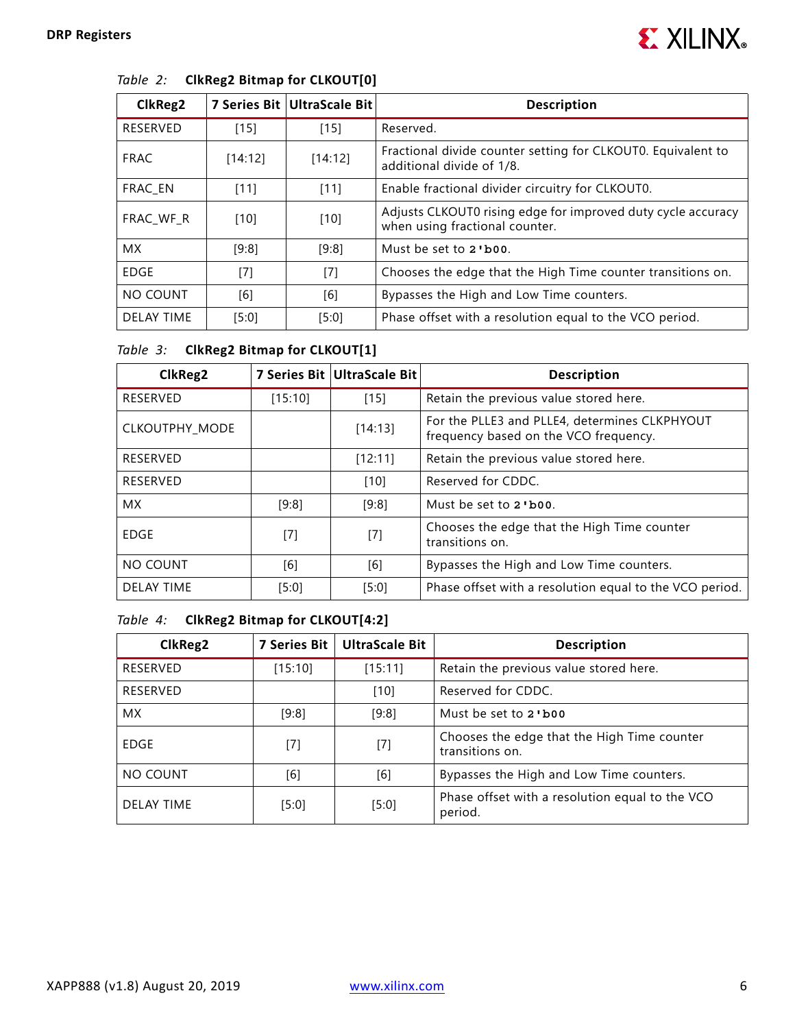*Table 2:* **ClkReg2 Bitmap for CLKOUT[0]**

| ClkReg2 | 7 Series Bit | UltraScale Bit | Description |
|---|---|---|---|
| RESERVED | [15] | [15] | Reserved. |
| FRAC | [14:12] | [14:12] | Fractional divide counter setting for CLKOUT0. Equivalent to additional divide of 1/8. |
| FRAC_EN | [11] | [11] | Enable fractional divider circuitry for CLKOUT0. |
| FRAC_WF_R | [10] | [10] | Adjusts CLKOUT0 rising edge for improved duty cycle accuracy when using fractional counter. |
| MX | [9:8] | [9:8] | Must be set to `2'b00`. |
| EDGE | [7] | [7] | Chooses the edge that the High Time counter transitions on. |
| NO COUNT | [6] | [6] | Bypasses the High and Low Time counters. |
| DELAY TIME | [5:0] | [5:0] | Phase offset with a resolution equal to the VCO period. |

*Table 3:* **ClkReg2 Bitmap for CLKOUT[1]**

| ClkReg2 | 7 Series Bit | UltraScale Bit | Description |
|---|---|---|---|
| RESERVED | [15:10] | [15] | Retain the previous value stored here. |
| CLKOUTPHY_MODE | | [14:13] | For the PLLE3 and PLLE4, determines CLKPHYOUT frequency based on the VCO frequency. |
| RESERVED | | [12:11] | Retain the previous value stored here. |
| RESERVED | | [10] | Reserved for CDDC. |
| MX | [9:8] | [9:8] | Must be set to `2'b00`. |
| EDGE | [7] | [7] | Chooses the edge that the High Time counter transitions on. |
| NO COUNT | [6] | [6] | Bypasses the High and Low Time counters. |
| DELAY TIME | [5:0] | [5:0] | Phase offset with a resolution equal to the VCO period. |

*Table 4:* **ClkReg2 Bitmap for CLKOUT[4:2]**

| ClkReg2 | 7 Series Bit | UltraScale Bit | Description |
|---|---|---|---|
| RESERVED | [15:10] | [15:11] | Retain the previous value stored here. |
| RESERVED | | [10] | Reserved for CDDC. |
| MX | [9:8] | [9:8] | Must be set to `2'b00` |
| EDGE | [7] | [7] | Chooses the edge that the High Time counter transitions on. |
| NO COUNT | [6] | [6] | Bypasses the High and Low Time counters. |
| DELAY TIME | [5:0] | [5:0] | Phase offset with a resolution equal to the VCO period. |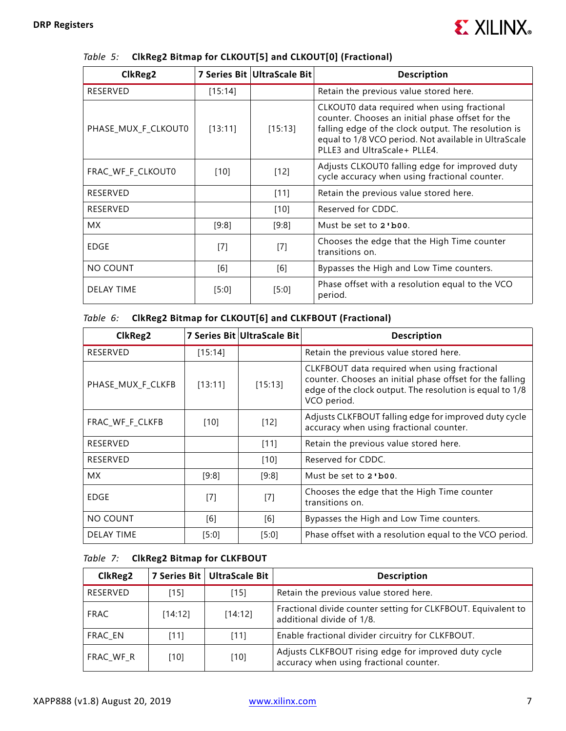*Table 5:* **ClkReg2 Bitmap for CLKOUT[5] and CLKOUT[0] (Fractional)**

| ClkReg2 | 7 Series Bit | UltraScale Bit | Description |
|---|---|---|---|
| RESERVED | [15:14] | | Retain the previous value stored here. |
| PHASE_MUX_F_CLKOUT0 | [13:11] | [15:13] | CLKOUT0 data required when using fractional counter. Chooses an initial phase offset for the falling edge of the clock output. The resolution is equal to 1/8 VCO period. Not available in UltraScale PLLE3 and UltraScale+ PLLE4. |
| FRAC_WF_F_CLKOUT0 | [10] | [12] | Adjusts CLKOUT0 falling edge for improved duty cycle accuracy when using fractional counter. |
| RESERVED | | [11] | Retain the previous value stored here. |
| RESERVED | | [10] | Reserved for CDDC. |
| MX | [9:8] | [9:8] | Must be set to `2'b00`. |
| EDGE | [7] | [7] | Chooses the edge that the High Time counter transitions on. |
| NO COUNT | [6] | [6] | Bypasses the High and Low Time counters. |
| DELAY TIME | [5:0] | [5:0] | Phase offset with a resolution equal to the VCO period. |

*Table 6:* **ClkReg2 Bitmap for CLKOUT[6] and CLKFBOUT (Fractional)**

| ClkReg2 | 7 Series Bit | UltraScale Bit | Description |
|---|---|---|---|
| RESERVED | [15:14] | | Retain the previous value stored here. |
| PHASE_MUX_F_CLKFB | [13:11] | [15:13] | CLKFBOUT data required when using fractional counter. Chooses an initial phase offset for the falling edge of the clock output. The resolution is equal to 1/8 VCO period. |
| FRAC_WF_F_CLKFB | [10] | [12] | Adjusts CLKFBOUT falling edge for improved duty cycle accuracy when using fractional counter. |
| RESERVED | | [11] | Retain the previous value stored here. |
| RESERVED | | [10] | Reserved for CDDC. |
| MX | [9:8] | [9:8] | Must be set to `2'b00`. |
| EDGE | [7] | [7] | Chooses the edge that the High Time counter transitions on. |
| NO COUNT | [6] | [6] | Bypasses the High and Low Time counters. |
| DELAY TIME | [5:0] | [5:0] | Phase offset with a resolution equal to the VCO period. |

*Table 7:* **ClkReg2 Bitmap for CLKFBOUT**

| ClkReg2 | 7 Series Bit | UltraScale Bit | Description |
|---|---|---|---|
| RESERVED | [15] | [15] | Retain the previous value stored here. |
| FRAC | [14:12] | [14:12] | Fractional divide counter setting for CLKFBOUT. Equivalent to additional divide of 1/8. |
| FRAC_EN | [11] | [11] | Enable fractional divider circuitry for CLKFBOUT. |
| FRAC_WF_R | [10] | [10] | Adjusts CLKFBOUT rising edge for improved duty cycle accuracy when using fractional counter. |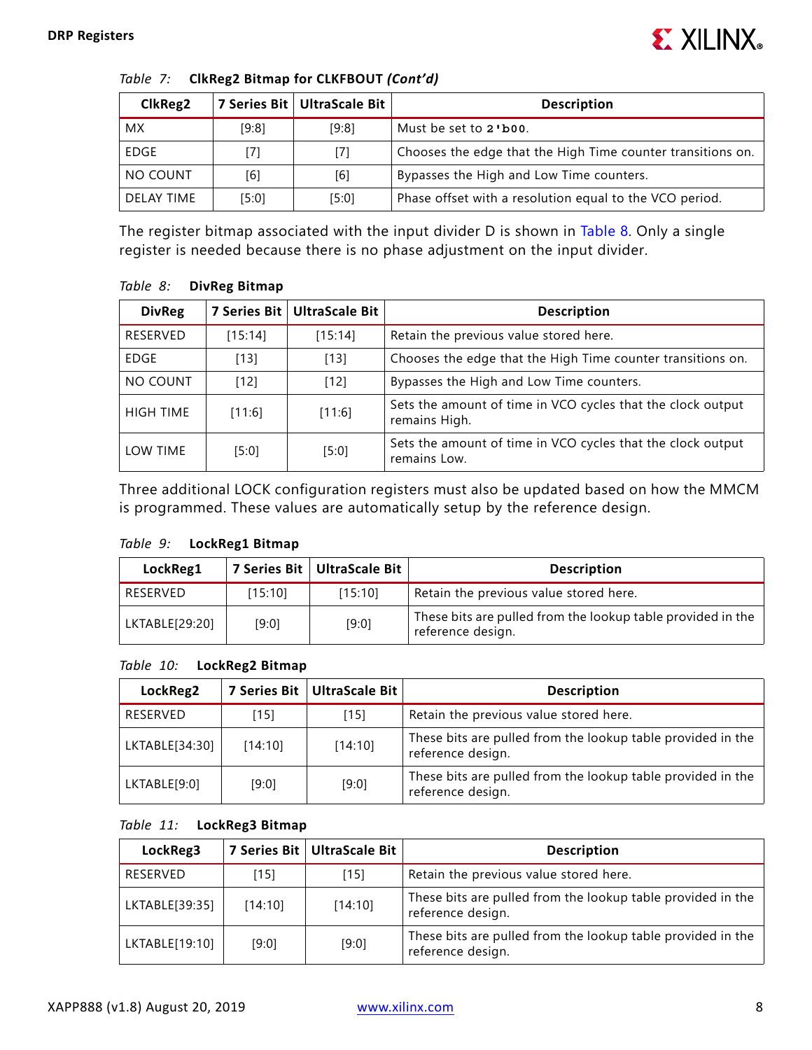*Table 7:* **ClkReg2 Bitmap for CLKFBOUT *(Cont'd)***

| ClkReg2 | 7 Series Bit | UltraScale Bit | Description |
|---|---|---|---|
| MX | [9:8] | [9:8] | Must be set to **2'b00**. |
| EDGE | [7] | [7] | Chooses the edge that the High Time counter transitions on. |
| NO COUNT | [6] | [6] | Bypasses the High and Low Time counters. |
| DELAY TIME | [5:0] | [5:0] | Phase offset with a resolution equal to the VCO period. |

The register bitmap associated with the input divider D is shown in Table 8. Only a single register is needed because there is no phase adjustment on the input divider.

*Table 8:* **DivReg Bitmap**

| DivReg | 7 Series Bit | UltraScale Bit | Description |
|---|---|---|---|
| RESERVED | [15:14] | [15:14] | Retain the previous value stored here. |
| EDGE | [13] | [13] | Chooses the edge that the High Time counter transitions on. |
| NO COUNT | [12] | [12] | Bypasses the High and Low Time counters. |
| HIGH TIME | [11:6] | [11:6] | Sets the amount of time in VCO cycles that the clock output remains High. |
| LOW TIME | [5:0] | [5:0] | Sets the amount of time in VCO cycles that the clock output remains Low. |

Three additional LOCK configuration registers must also be updated based on how the MMCM is programmed. These values are automatically setup by the reference design.

*Table 9:* **LockReg1 Bitmap**

| LockReg1 | 7 Series Bit | UltraScale Bit | Description |
|---|---|---|---|
| RESERVED | [15:10] | [15:10] | Retain the previous value stored here. |
| LKTABLE[29:20] | [9:0] | [9:0] | These bits are pulled from the lookup table provided in the reference design. |

*Table 10:* **LockReg2 Bitmap**

| LockReg2 | 7 Series Bit | UltraScale Bit | Description |
|---|---|---|---|
| RESERVED | [15] | [15] | Retain the previous value stored here. |
| LKTABLE[34:30] | [14:10] | [14:10] | These bits are pulled from the lookup table provided in the reference design. |
| LKTABLE[9:0] | [9:0] | [9:0] | These bits are pulled from the lookup table provided in the reference design. |

*Table 11:* **LockReg3 Bitmap**

| LockReg3 | 7 Series Bit | UltraScale Bit | Description |
|---|---|---|---|
| RESERVED | [15] | [15] | Retain the previous value stored here. |
| LKTABLE[39:35] | [14:10] | [14:10] | These bits are pulled from the lookup table provided in the reference design. |
| LKTABLE[19:10] | [9:0] | [9:0] | These bits are pulled from the lookup table provided in the reference design. |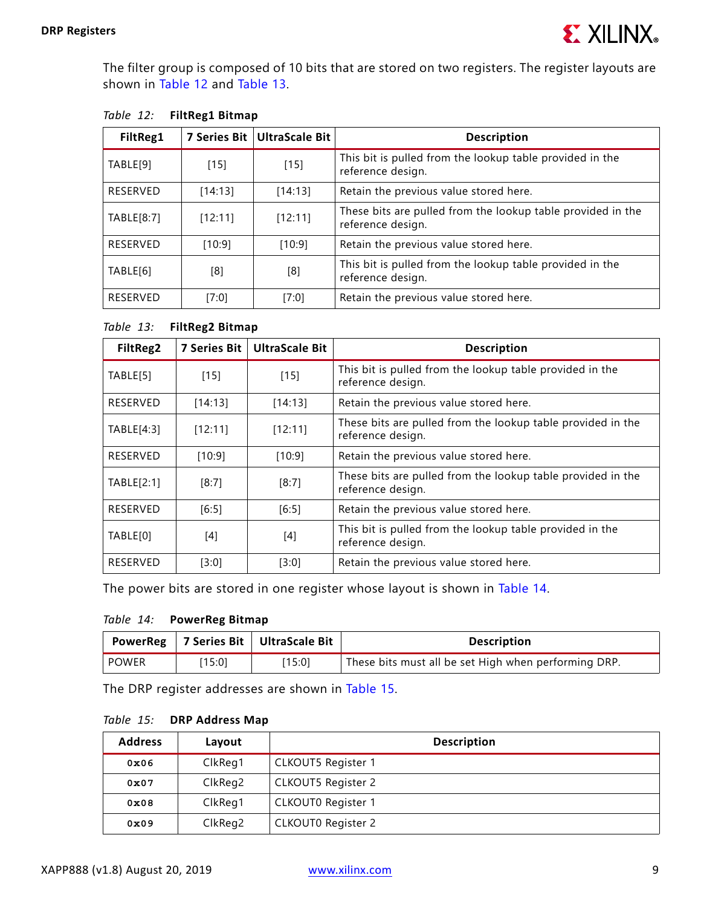The filter group is composed of 10 bits that are stored on two registers. The register layouts are shown in Table 12 and Table 13.

*Table 12:* **FiltReg1 Bitmap**

| FiltReg1 | 7 Series Bit | UltraScale Bit | Description |
|---|---|---|---|
| TABLE[9] | [15] | [15] | This bit is pulled from the lookup table provided in the reference design. |
| RESERVED | [14:13] | [14:13] | Retain the previous value stored here. |
| TABLE[8:7] | [12:11] | [12:11] | These bits are pulled from the lookup table provided in the reference design. |
| RESERVED | [10:9] | [10:9] | Retain the previous value stored here. |
| TABLE[6] | [8] | [8] | This bit is pulled from the lookup table provided in the reference design. |
| RESERVED | [7:0] | [7:0] | Retain the previous value stored here. |

*Table 13:* **FiltReg2 Bitmap**

| FiltReg2 | 7 Series Bit | UltraScale Bit | Description |
|---|---|---|---|
| TABLE[5] | [15] | [15] | This bit is pulled from the lookup table provided in the reference design. |
| RESERVED | [14:13] | [14:13] | Retain the previous value stored here. |
| TABLE[4:3] | [12:11] | [12:11] | These bits are pulled from the lookup table provided in the reference design. |
| RESERVED | [10:9] | [10:9] | Retain the previous value stored here. |
| TABLE[2:1] | [8:7] | [8:7] | These bits are pulled from the lookup table provided in the reference design. |
| RESERVED | [6:5] | [6:5] | Retain the previous value stored here. |
| TABLE[0] | [4] | [4] | This bit is pulled from the lookup table provided in the reference design. |
| RESERVED | [3:0] | [3:0] | Retain the previous value stored here. |

The power bits are stored in one register whose layout is shown in Table 14.

*Table 14:* **PowerReg Bitmap**

| PowerReg | 7 Series Bit | UltraScale Bit | Description |
|---|---|---|---|
| POWER | [15:0] | [15:0] | These bits must all be set High when performing DRP. |

The DRP register addresses are shown in Table 15.

*Table 15:* **DRP Address Map**

| Address | Layout | Description |
|---|---|---|
| 0x06 | ClkReg1 | CLKOUT5 Register 1 |
| 0x07 | ClkReg2 | CLKOUT5 Register 2 |
| 0x08 | ClkReg1 | CLKOUT0 Register 1 |
| 0x09 | ClkReg2 | CLKOUT0 Register 2 |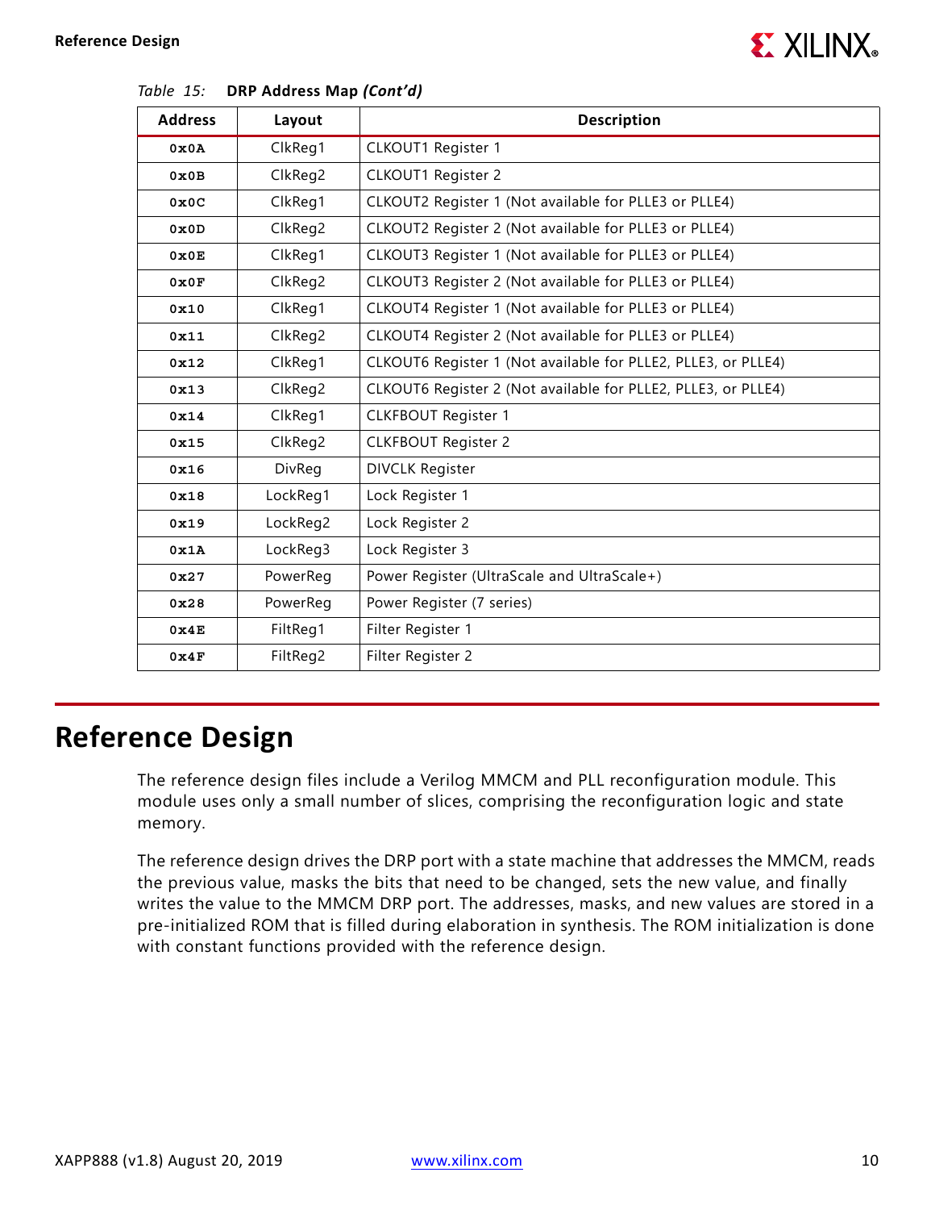*Table 15:* **DRP Address Map *(Cont'd)***

| Address | Layout | Description |
|---|---|---|
| 0x0A | ClkReg1 | CLKOUT1 Register 1 |
| 0x0B | ClkReg2 | CLKOUT1 Register 2 |
| 0x0C | ClkReg1 | CLKOUT2 Register 1 (Not available for PLLE3 or PLLE4) |
| 0x0D | ClkReg2 | CLKOUT2 Register 2 (Not available for PLLE3 or PLLE4) |
| 0x0E | ClkReg1 | CLKOUT3 Register 1 (Not available for PLLE3 or PLLE4) |
| 0x0F | ClkReg2 | CLKOUT3 Register 2 (Not available for PLLE3 or PLLE4) |
| 0x10 | ClkReg1 | CLKOUT4 Register 1 (Not available for PLLE3 or PLLE4) |
| 0x11 | ClkReg2 | CLKOUT4 Register 2 (Not available for PLLE3 or PLLE4) |
| 0x12 | ClkReg1 | CLKOUT6 Register 1 (Not available for PLLE2, PLLE3, or PLLE4) |
| 0x13 | ClkReg2 | CLKOUT6 Register 2 (Not available for PLLE2, PLLE3, or PLLE4) |
| 0x14 | ClkReg1 | CLKFBOUT Register 1 |
| 0x15 | ClkReg2 | CLKFBOUT Register 2 |
| 0x16 | DivReg | DIVCLK Register |
| 0x18 | LockReg1 | Lock Register 1 |
| 0x19 | LockReg2 | Lock Register 2 |
| 0x1A | LockReg3 | Lock Register 3 |
| 0x27 | PowerReg | Power Register (UltraScale and UltraScale+) |
| 0x28 | PowerReg | Power Register (7 series) |
| 0x4E | FiltReg1 | Filter Register 1 |
| 0x4F | FiltReg2 | Filter Register 2 |

# Reference Design

The reference design files include a Verilog MMCM and PLL reconfiguration module. This module uses only a small number of slices, comprising the reconfiguration logic and state memory.

The reference design drives the DRP port with a state machine that addresses the MMCM, reads the previous value, masks the bits that need to be changed, sets the new value, and finally writes the value to the MMCM DRP port. The addresses, masks, and new values are stored in a pre-initialized ROM that is filled during elaboration in synthesis. The ROM initialization is done with constant functions provided with the reference design.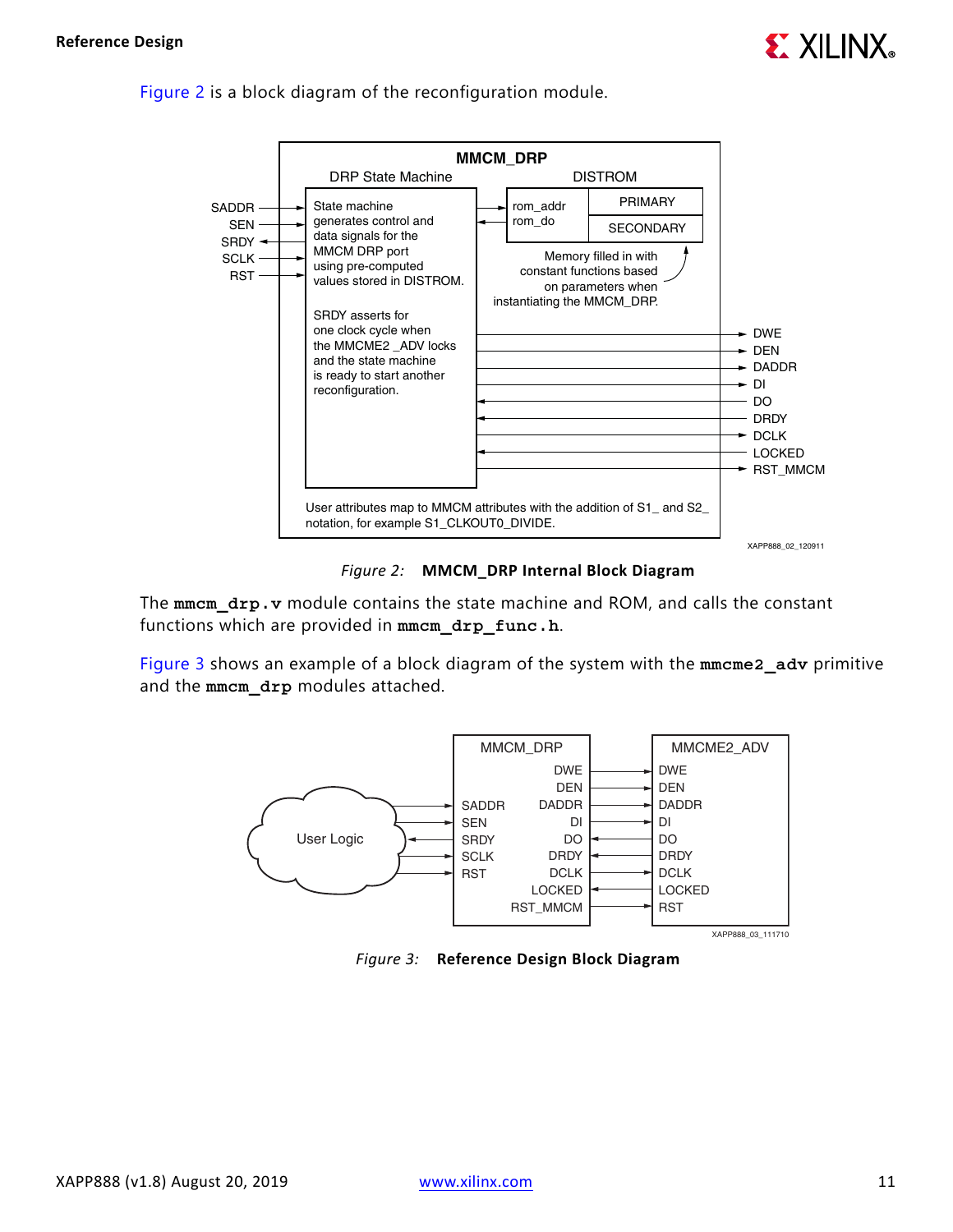Figure 2 is a block diagram of the reconfiguration module.

Figure 2: **MMCM_DRP Internal Block Diagram**

The **mmcm_drp.v** module contains the state machine and ROM, and calls the constant functions which are provided in **mmcm_drp_func.h**.

Figure 3 shows an example of a block diagram of the system with the **mmcme2_adv** primitive and the **mmcm_drp** modules attached.

Figure 3: **Reference Design Block Diagram**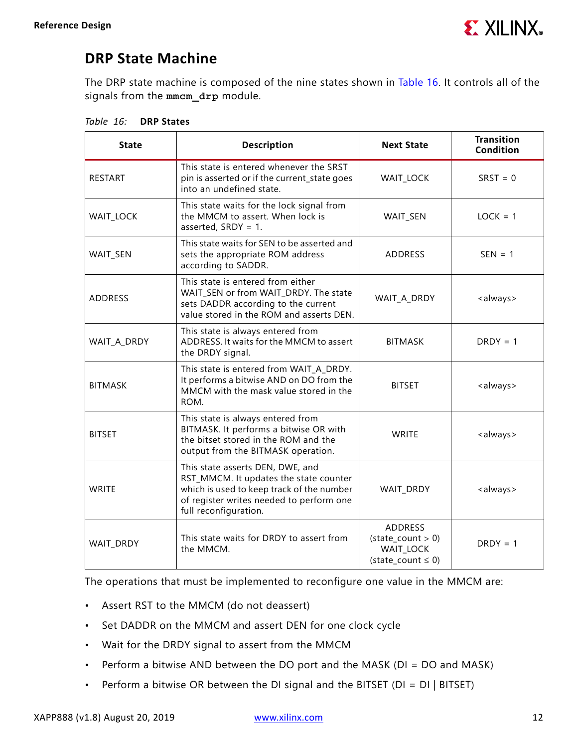## DRP State Machine

The DRP state machine is composed of the nine states shown in Table 16. It controls all of the signals from the **mmcm_drp** module.

*Table 16:* **DRP States**

| State | Description | Next State | Transition Condition |
|---|---|---|---|
| RESTART | This state is entered whenever the SRST pin is asserted or if the current_state goes into an undefined state. | WAIT_LOCK | SRST = 0 |
| WAIT_LOCK | This state waits for the lock signal from the MMCM to assert. When lock is asserted, SRDY = 1. | WAIT_SEN | LOCK = 1 |
| WAIT_SEN | This state waits for SEN to be asserted and sets the appropriate ROM address according to SADDR. | ADDRESS | SEN = 1 |
| ADDRESS | This state is entered from either WAIT_SEN or from WAIT_DRDY. The state sets DADDR according to the current value stored in the ROM and asserts DEN. | WAIT_A_DRDY | <always> |
| WAIT_A_DRDY | This state is always entered from ADDRESS. It waits for the MMCM to assert the DRDY signal. | BITMASK | DRDY = 1 |
| BITMASK | This state is entered from WAIT_A_DRDY. It performs a bitwise AND on DO from the MMCM with the mask value stored in the ROM. | BITSET | <always> |
| BITSET | This state is always entered from BITMASK. It performs a bitwise OR with the bitset stored in the ROM and the output from the BITMASK operation. | WRITE | <always> |
| WRITE | This state asserts DEN, DWE, and RST_MMCM. It updates the state counter which is used to keep track of the number of register writes needed to perform one full reconfiguration. | WAIT_DRDY | <always> |
| WAIT_DRDY | This state waits for DRDY to assert from the MMCM. | ADDRESS (state_count > 0) WAIT_LOCK (state_count ≤ 0) | DRDY = 1 |

The operations that must be implemented to reconfigure one value in the MMCM are:

- Assert RST to the MMCM (do not deassert)
- Set DADDR on the MMCM and assert DEN for one clock cycle
- Wait for the DRDY signal to assert from the MMCM
- Perform a bitwise AND between the DO port and the MASK (DI = DO and MASK)
- Perform a bitwise OR between the DI signal and the BITSET (DI = DI | BITSET)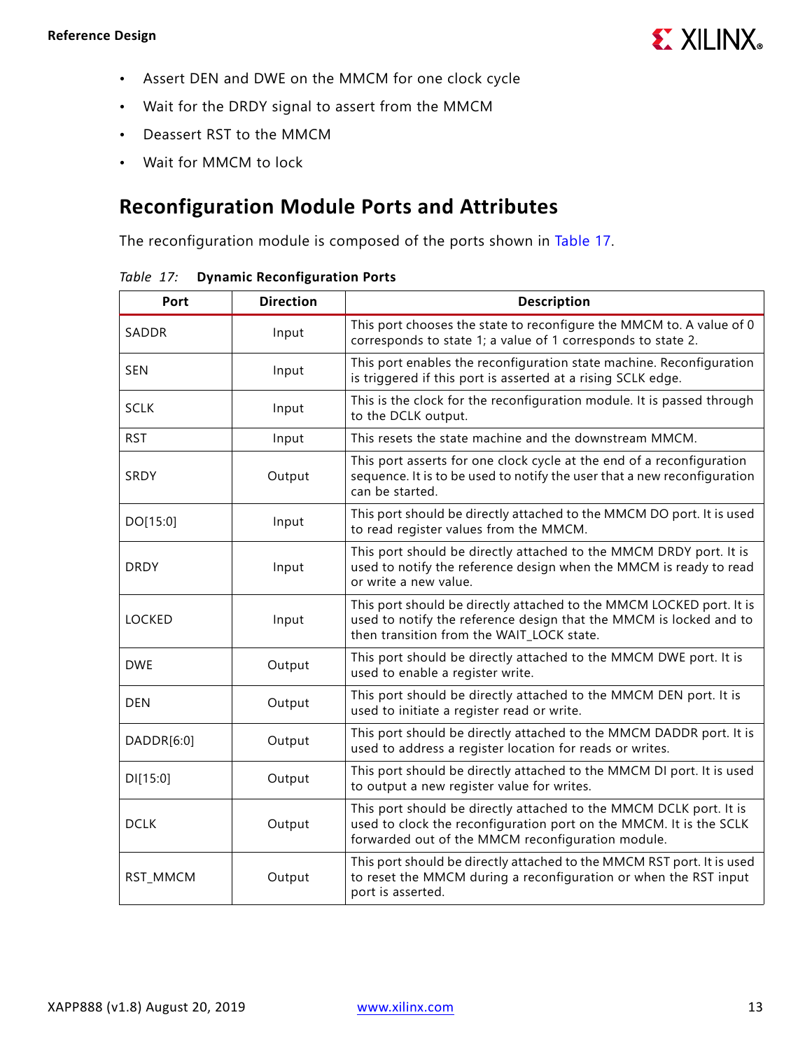- Assert DEN and DWE on the MMCM for one clock cycle
- Wait for the DRDY signal to assert from the MMCM
- Deassert RST to the MMCM
- Wait for MMCM to lock

## Reconfiguration Module Ports and Attributes

The reconfiguration module is composed of the ports shown in Table 17.

*Table 17:* **Dynamic Reconfiguration Ports**

| Port | Direction | Description |
|---|---|---|
| SADDR | Input | This port chooses the state to reconfigure the MMCM to. A value of 0 corresponds to state 1; a value of 1 corresponds to state 2. |
| SEN | Input | This port enables the reconfiguration state machine. Reconfiguration is triggered if this port is asserted at a rising SCLK edge. |
| SCLK | Input | This is the clock for the reconfiguration module. It is passed through to the DCLK output. |
| RST | Input | This resets the state machine and the downstream MMCM. |
| SRDY | Output | This port asserts for one clock cycle at the end of a reconfiguration sequence. It is to be used to notify the user that a new reconfiguration can be started. |
| DO[15:0] | Input | This port should be directly attached to the MMCM DO port. It is used to read register values from the MMCM. |
| DRDY | Input | This port should be directly attached to the MMCM DRDY port. It is used to notify the reference design when the MMCM is ready to read or write a new value. |
| LOCKED | Input | This port should be directly attached to the MMCM LOCKED port. It is used to notify the reference design that the MMCM is locked and to then transition from the WAIT_LOCK state. |
| DWE | Output | This port should be directly attached to the MMCM DWE port. It is used to enable a register write. |
| DEN | Output | This port should be directly attached to the MMCM DEN port. It is used to initiate a register read or write. |
| DADDR[6:0] | Output | This port should be directly attached to the MMCM DADDR port. It is used to address a register location for reads or writes. |
| DI[15:0] | Output | This port should be directly attached to the MMCM DI port. It is used to output a new register value for writes. |
| DCLK | Output | This port should be directly attached to the MMCM DCLK port. It is used to clock the reconfiguration port on the MMCM. It is the SCLK forwarded out of the MMCM reconfiguration module. |
| RST_MMCM | Output | This port should be directly attached to the MMCM RST port. It is used to reset the MMCM during a reconfiguration or when the RST input port is asserted. |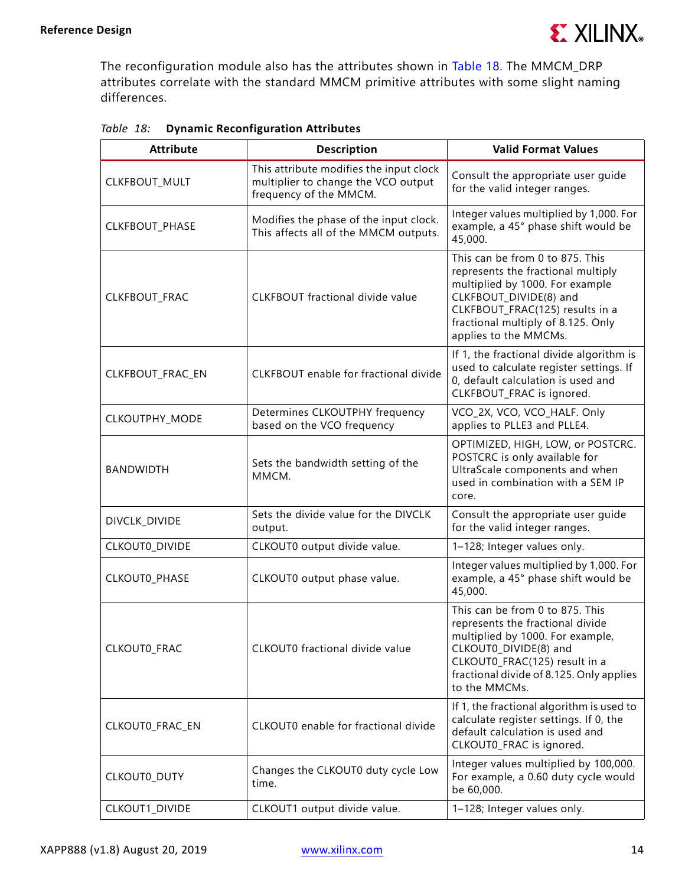The reconfiguration module also has the attributes shown in Table 18. The MMCM_DRP attributes correlate with the standard MMCM primitive attributes with some slight naming differences.

*Table 18:* **Dynamic Reconfiguration Attributes**

| Attribute | Description | Valid Format Values |
|---|---|---|
| CLKFBOUT_MULT | This attribute modifies the input clock multiplier to change the VCO output frequency of the MMCM. | Consult the appropriate user guide for the valid integer ranges. |
| CLKFBOUT_PHASE | Modifies the phase of the input clock. This affects all of the MMCM outputs. | Integer values multiplied by 1,000. For example, a 45° phase shift would be 45,000. |
| CLKFBOUT_FRAC | CLKFBOUT fractional divide value | This can be from 0 to 875. This represents the fractional multiply multiplied by 1000. For example CLKFBOUT_DIVIDE(8) and CLKFBOUT_FRAC(125) results in a fractional multiply of 8.125. Only applies to the MMCMs. |
| CLKFBOUT_FRAC_EN | CLKFBOUT enable for fractional divide | If 1, the fractional divide algorithm is used to calculate register settings. If 0, default calculation is used and CLKFBOUT_FRAC is ignored. |
| CLKOUTPHY_MODE | Determines CLKOUTPHY frequency based on the VCO frequency | VCO_2X, VCO, VCO_HALF. Only applies to PLLE3 and PLLE4. |
| BANDWIDTH | Sets the bandwidth setting of the MMCM. | OPTIMIZED, HIGH, LOW, or POSTCRC. POSTCRC is only available for UltraScale components and when used in combination with a SEM IP core. |
| DIVCLK_DIVIDE | Sets the divide value for the DIVCLK output. | Consult the appropriate user guide for the valid integer ranges. |
| CLKOUT0_DIVIDE | CLKOUT0 output divide value. | 1–128; Integer values only. |
| CLKOUT0_PHASE | CLKOUT0 output phase value. | Integer values multiplied by 1,000. For example, a 45° phase shift would be 45,000. |
| CLKOUT0_FRAC | CLKOUT0 fractional divide value | This can be from 0 to 875. This represents the fractional divide multiplied by 1000. For example, CLKOUT0_DIVIDE(8) and CLKOUT0_FRAC(125) result in a fractional divide of 8.125. Only applies to the MMCMs. |
| CLKOUT0_FRAC_EN | CLKOUT0 enable for fractional divide | If 1, the fractional algorithm is used to calculate register settings. If 0, the default calculation is used and CLKOUT0_FRAC is ignored. |
| CLKOUT0_DUTY | Changes the CLKOUT0 duty cycle Low time. | Integer values multiplied by 100,000. For example, a 0.60 duty cycle would be 60,000. |
| CLKOUT1_DIVIDE | CLKOUT1 output divide value. | 1–128; Integer values only. |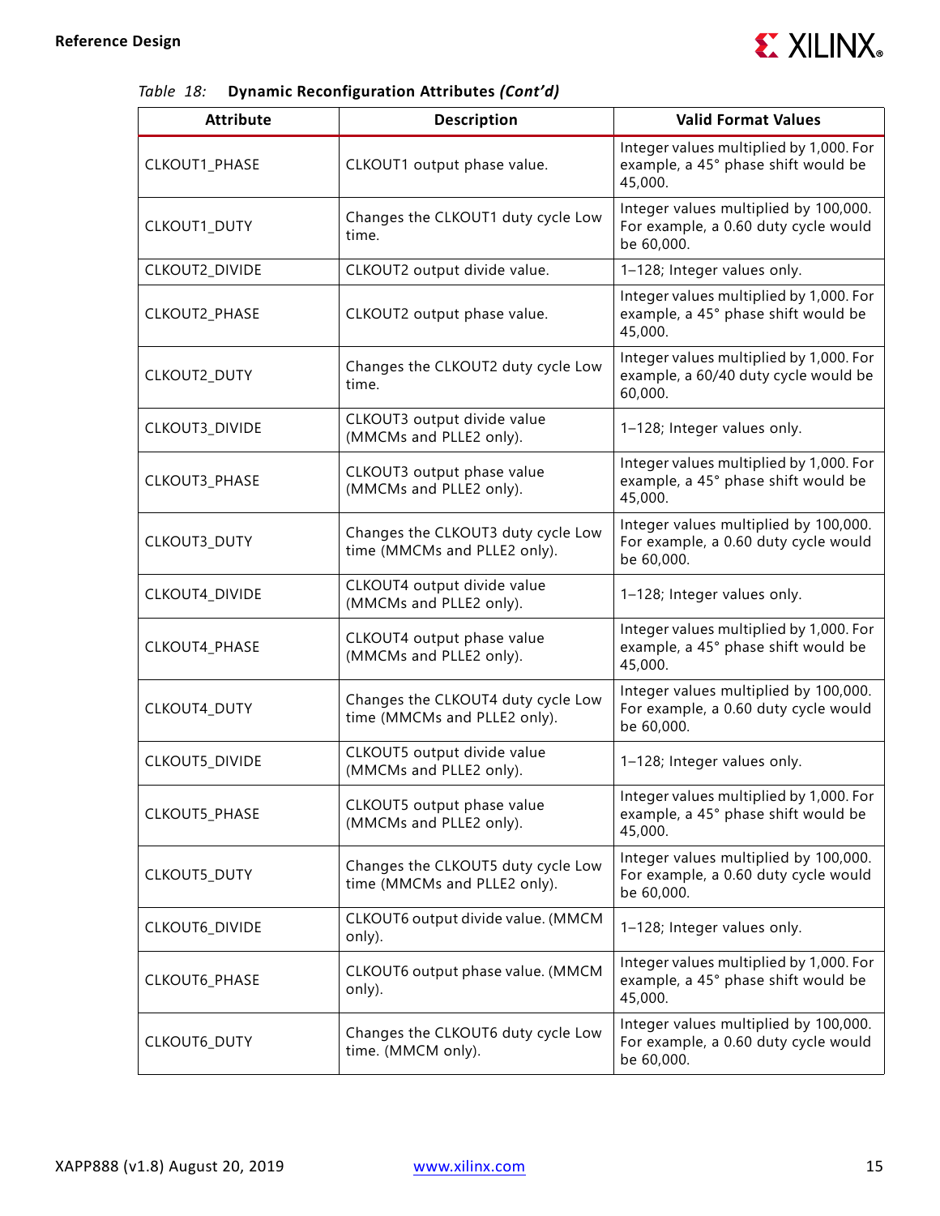Table 18: **Dynamic Reconfiguration Attributes *(Cont'd)***

| Attribute | Description | Valid Format Values |
|---|---|---|
| CLKOUT1_PHASE | CLKOUT1 output phase value. | Integer values multiplied by 1,000. For example, a 45° phase shift would be 45,000. |
| CLKOUT1_DUTY | Changes the CLKOUT1 duty cycle Low time. | Integer values multiplied by 100,000. For example, a 0.60 duty cycle would be 60,000. |
| CLKOUT2_DIVIDE | CLKOUT2 output divide value. | 1–128; Integer values only. |
| CLKOUT2_PHASE | CLKOUT2 output phase value. | Integer values multiplied by 1,000. For example, a 45° phase shift would be 45,000. |
| CLKOUT2_DUTY | Changes the CLKOUT2 duty cycle Low time. | Integer values multiplied by 1,000. For example, a 60/40 duty cycle would be 60,000. |
| CLKOUT3_DIVIDE | CLKOUT3 output divide value (MMCMs and PLLE2 only). | 1–128; Integer values only. |
| CLKOUT3_PHASE | CLKOUT3 output phase value (MMCMs and PLLE2 only). | Integer values multiplied by 1,000. For example, a 45° phase shift would be 45,000. |
| CLKOUT3_DUTY | Changes the CLKOUT3 duty cycle Low time (MMCMs and PLLE2 only). | Integer values multiplied by 100,000. For example, a 0.60 duty cycle would be 60,000. |
| CLKOUT4_DIVIDE | CLKOUT4 output divide value (MMCMs and PLLE2 only). | 1–128; Integer values only. |
| CLKOUT4_PHASE | CLKOUT4 output phase value (MMCMs and PLLE2 only). | Integer values multiplied by 1,000. For example, a 45° phase shift would be 45,000. |
| CLKOUT4_DUTY | Changes the CLKOUT4 duty cycle Low time (MMCMs and PLLE2 only). | Integer values multiplied by 100,000. For example, a 0.60 duty cycle would be 60,000. |
| CLKOUT5_DIVIDE | CLKOUT5 output divide value (MMCMs and PLLE2 only). | 1–128; Integer values only. |
| CLKOUT5_PHASE | CLKOUT5 output phase value (MMCMs and PLLE2 only). | Integer values multiplied by 1,000. For example, a 45° phase shift would be 45,000. |
| CLKOUT5_DUTY | Changes the CLKOUT5 duty cycle Low time (MMCMs and PLLE2 only). | Integer values multiplied by 100,000. For example, a 0.60 duty cycle would be 60,000. |
| CLKOUT6_DIVIDE | CLKOUT6 output divide value. (MMCM only). | 1–128; Integer values only. |
| CLKOUT6_PHASE | CLKOUT6 output phase value. (MMCM only). | Integer values multiplied by 1,000. For example, a 45° phase shift would be 45,000. |
| CLKOUT6_DUTY | Changes the CLKOUT6 duty cycle Low time. (MMCM only). | Integer values multiplied by 100,000. For example, a 0.60 duty cycle would be 60,000. |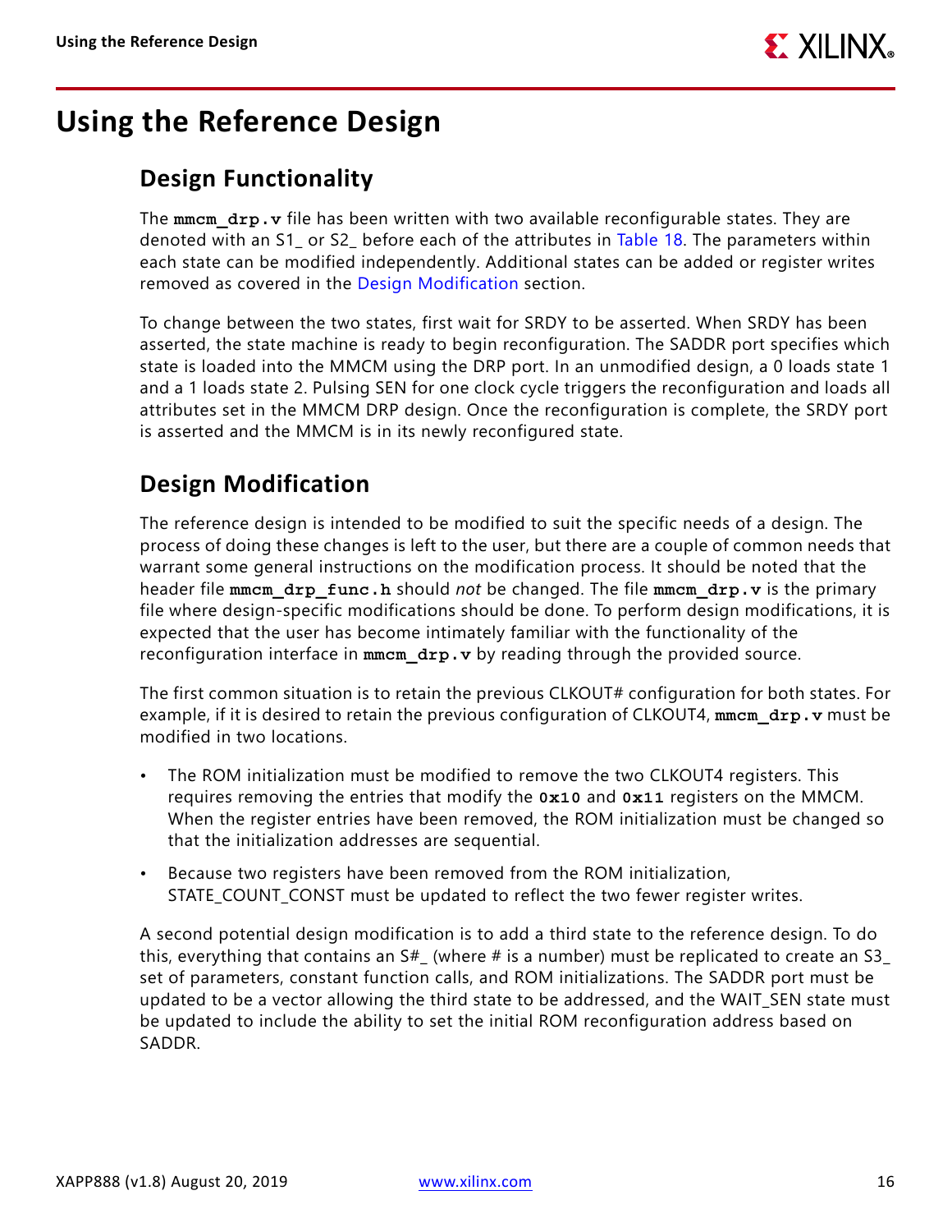# Using the Reference Design

## Design Functionality

The **mmcm_drp.v** file has been written with two available reconfigurable states. They are denoted with an S1_ or S2_ before each of the attributes in Table 18. The parameters within each state can be modified independently. Additional states can be added or register writes removed as covered in the Design Modification section.

To change between the two states, first wait for SRDY to be asserted. When SRDY has been asserted, the state machine is ready to begin reconfiguration. The SADDR port specifies which state is loaded into the MMCM using the DRP port. In an unmodified design, a 0 loads state 1 and a 1 loads state 2. Pulsing SEN for one clock cycle triggers the reconfiguration and loads all attributes set in the MMCM DRP design. Once the reconfiguration is complete, the SRDY port is asserted and the MMCM is in its newly reconfigured state.

## Design Modification

The reference design is intended to be modified to suit the specific needs of a design. The process of doing these changes is left to the user, but there are a couple of common needs that warrant some general instructions on the modification process. It should be noted that the header file **mmcm_drp_func.h** should *not* be changed. The file **mmcm_drp.v** is the primary file where design-specific modifications should be done. To perform design modifications, it is expected that the user has become intimately familiar with the functionality of the reconfiguration interface in **mmcm_drp.v** by reading through the provided source.

The first common situation is to retain the previous CLKOUT# configuration for both states. For example, if it is desired to retain the previous configuration of CLKOUT4, **mmcm_drp.v** must be modified in two locations.

- The ROM initialization must be modified to remove the two CLKOUT4 registers. This requires removing the entries that modify the **0x10** and **0x11** registers on the MMCM. When the register entries have been removed, the ROM initialization must be changed so that the initialization addresses are sequential.
- Because two registers have been removed from the ROM initialization, STATE_COUNT_CONST must be updated to reflect the two fewer register writes.

A second potential design modification is to add a third state to the reference design. To do this, everything that contains an S#_ (where # is a number) must be replicated to create an S3_ set of parameters, constant function calls, and ROM initializations. The SADDR port must be updated to be a vector allowing the third state to be addressed, and the WAIT_SEN state must be updated to include the ability to set the initial ROM reconfiguration address based on SADDR.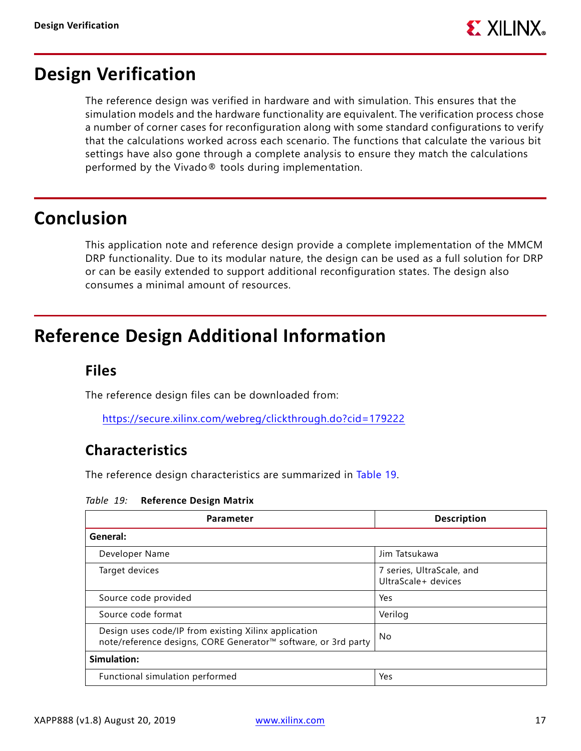# Design Verification

The reference design was verified in hardware and with simulation. This ensures that the simulation models and the hardware functionality are equivalent. The verification process chose a number of corner cases for reconfiguration along with some standard configurations to verify that the calculations worked across each scenario. The functions that calculate the various bit settings have also gone through a complete analysis to ensure they match the calculations performed by the Vivado® tools during implementation.

# Conclusion

This application note and reference design provide a complete implementation of the MMCM DRP functionality. Due to its modular nature, the design can be used as a full solution for DRP or can be easily extended to support additional reconfiguration states. The design also consumes a minimal amount of resources.

# Reference Design Additional Information

## Files

The reference design files can be downloaded from:

https://secure.xilinx.com/webreg/clickthrough.do?cid=179222

## Characteristics

The reference design characteristics are summarized in Table 19.

*Table 19:* **Reference Design Matrix**

| Parameter | Description |
|---|---|
| **General:** | |
| Developer Name | Jim Tatsukawa |
| Target devices | 7 series, UltraScale, and UltraScale+ devices |
| Source code provided | Yes |
| Source code format | Verilog |
| Design uses code/IP from existing Xilinx application note/reference designs, CORE Generator™ software, or 3rd party | No |
| **Simulation:** | |
| Functional simulation performed | Yes |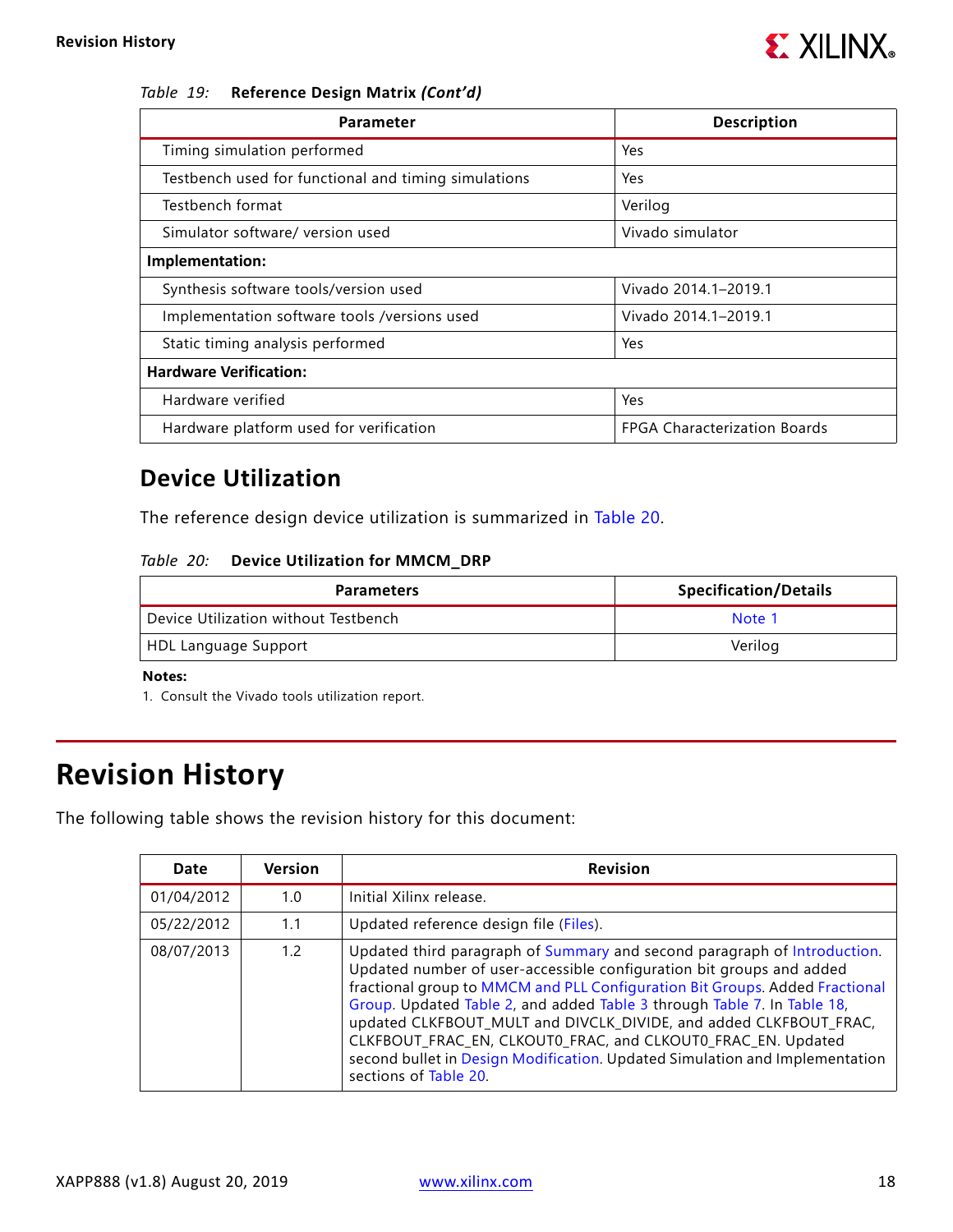*Table 19:* **Reference Design Matrix *(Cont'd)***

| Parameter | Description |
|---|---|
| Timing simulation performed | Yes |
| Testbench used for functional and timing simulations | Yes |
| Testbench format | Verilog |
| Simulator software/ version used | Vivado simulator |
| **Implementation:** | |
| Synthesis software tools/version used | Vivado 2014.1–2019.1 |
| Implementation software tools /versions used | Vivado 2014.1–2019.1 |
| Static timing analysis performed | Yes |
| **Hardware Verification:** | |
| Hardware verified | Yes |
| Hardware platform used for verification | FPGA Characterization Boards |

## Device Utilization

The reference design device utilization is summarized in Table 20.

*Table 20:* **Device Utilization for MMCM_DRP**

| Parameters | Specification/Details |
|---|---|
| Device Utilization without Testbench | Note 1 |
| HDL Language Support | Verilog |

**Notes:**

1. Consult the Vivado tools utilization report.

# Revision History

The following table shows the revision history for this document:

| Date | Version | Revision |
|---|---|---|
| 01/04/2012 | 1.0 | Initial Xilinx release. |
| 05/22/2012 | 1.1 | Updated reference design file (Files). |
| 08/07/2013 | 1.2 | Updated third paragraph of Summary and second paragraph of Introduction. Updated number of user-accessible configuration bit groups and added fractional group to MMCM and PLL Configuration Bit Groups. Added Fractional Group. Updated Table 2, and added Table 3 through Table 7. In Table 18, updated CLKFBOUT_MULT and DIVCLK_DIVIDE, and added CLKFBOUT_FRAC, CLKFBOUT_FRAC_EN, CLKOUT0_FRAC, and CLKOUT0_FRAC_EN. Updated second bullet in Design Modification. Updated Simulation and Implementation sections of Table 20. |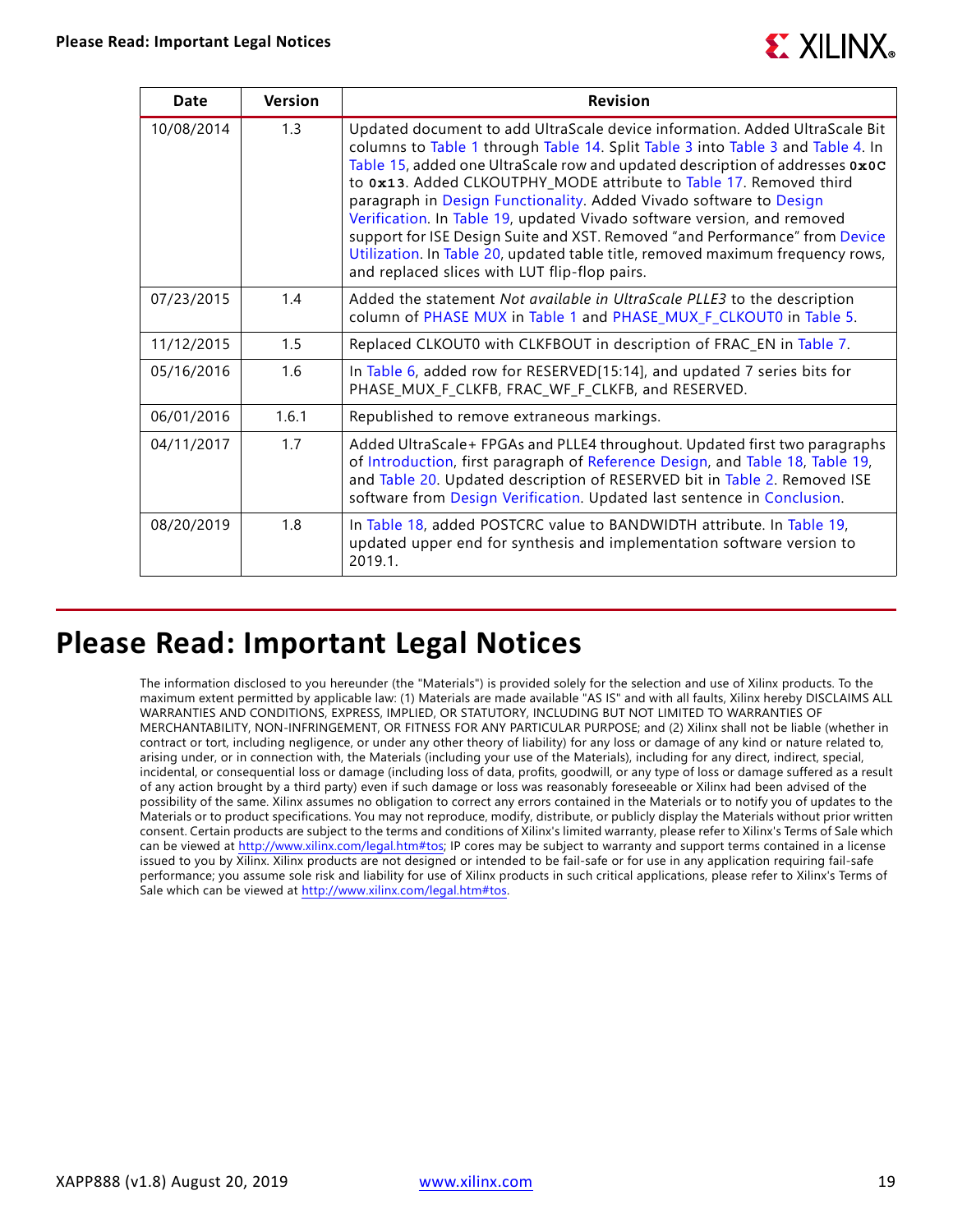| Date | Version | Revision |
|---|---|---|
| 10/08/2014 | 1.3 | Updated document to add UltraScale device information. Added UltraScale Bit columns to Table 1 through Table 14. Split Table 3 into Table 3 and Table 4. In Table 15, added one UltraScale row and updated description of addresses **0x0C** to **0x13**. Added CLKOUTPHY_MODE attribute to Table 17. Removed third paragraph in Design Functionality. Added Vivado software to Design Verification. In Table 19, updated Vivado software version, and removed support for ISE Design Suite and XST. Removed "and Performance" from Device Utilization. In Table 20, updated table title, removed maximum frequency rows, and replaced slices with LUT flip-flop pairs. |
| 07/23/2015 | 1.4 | Added the statement *Not available in UltraScale PLLE3* to the description column of PHASE MUX in Table 1 and PHASE_MUX_F_CLKOUT0 in Table 5. |
| 11/12/2015 | 1.5 | Replaced CLKOUT0 with CLKFBOUT in description of FRAC_EN in Table 7. |
| 05/16/2016 | 1.6 | In Table 6, added row for RESERVED[15:14], and updated 7 series bits for PHASE_MUX_F_CLKFB, FRAC_WF_F_CLKFB, and RESERVED. |
| 06/01/2016 | 1.6.1 | Republished to remove extraneous markings. |
| 04/11/2017 | 1.7 | Added UltraScale+ FPGAs and PLLE4 throughout. Updated first two paragraphs of Introduction, first paragraph of Reference Design, and Table 18, Table 19, and Table 20. Updated description of RESERVED bit in Table 2. Removed ISE software from Design Verification. Updated last sentence in Conclusion. |
| 08/20/2019 | 1.8 | In Table 18, added POSTCRC value to BANDWIDTH attribute. In Table 19, updated upper end for synthesis and implementation software version to 2019.1. |

# Please Read: Important Legal Notices

The information disclosed to you hereunder (the "Materials") is provided solely for the selection and use of Xilinx products. To the maximum extent permitted by applicable law: (1) Materials are made available "AS IS" and with all faults, Xilinx hereby DISCLAIMS ALL WARRANTIES AND CONDITIONS, EXPRESS, IMPLIED, OR STATUTORY, INCLUDING BUT NOT LIMITED TO WARRANTIES OF MERCHANTABILITY, NON-INFRINGEMENT, OR FITNESS FOR ANY PARTICULAR PURPOSE; and (2) Xilinx shall not be liable (whether in contract or tort, including negligence, or under any other theory of liability) for any loss or damage of any kind or nature related to, arising under, or in connection with, the Materials (including your use of the Materials), including for any direct, indirect, special, incidental, or consequential loss or damage (including loss of data, profits, goodwill, or any type of loss or damage suffered as a result of any action brought by a third party) even if such damage or loss was reasonably foreseeable or Xilinx had been advised of the possibility of the same. Xilinx assumes no obligation to correct any errors contained in the Materials or to notify you of updates to the Materials or to product specifications. You may not reproduce, modify, distribute, or publicly display the Materials without prior written consent. Certain products are subject to the terms and conditions of Xilinx's limited warranty, please refer to Xilinx's Terms of Sale which can be viewed at http://www.xilinx.com/legal.htm#tos; IP cores may be subject to warranty and support terms contained in a license issued to you by Xilinx. Xilinx products are not designed or intended to be fail-safe or for use in any application requiring fail-safe performance; you assume sole risk and liability for use of Xilinx products in such critical applications, please refer to Xilinx's Terms of Sale which can be viewed at http://www.xilinx.com/legal.htm#tos.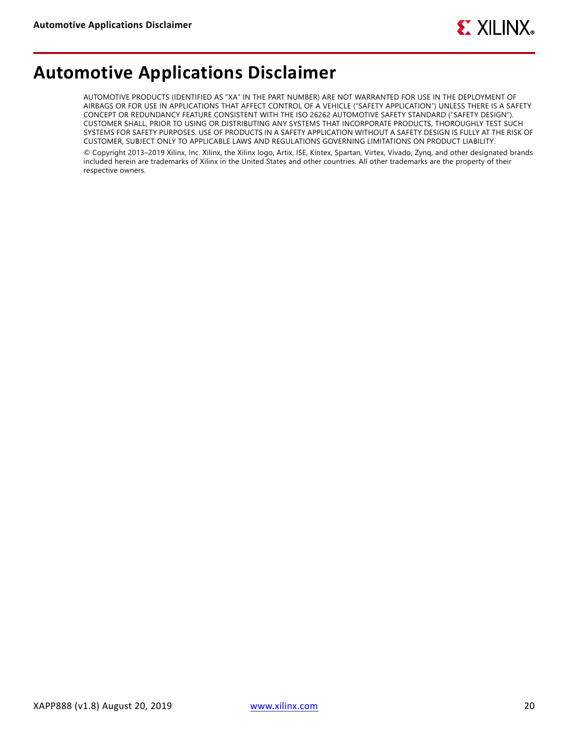# Automotive Applications Disclaimer

AUTOMOTIVE PRODUCTS (IDENTIFIED AS "XA" IN THE PART NUMBER) ARE NOT WARRANTED FOR USE IN THE DEPLOYMENT OF AIRBAGS OR FOR USE IN APPLICATIONS THAT AFFECT CONTROL OF A VEHICLE ("SAFETY APPLICATION") UNLESS THERE IS A SAFETY CONCEPT OR REDUNDANCY FEATURE CONSISTENT WITH THE ISO 26262 AUTOMOTIVE SAFETY STANDARD ("SAFETY DESIGN"). CUSTOMER SHALL, PRIOR TO USING OR DISTRIBUTING ANY SYSTEMS THAT INCORPORATE PRODUCTS, THOROUGHLY TEST SUCH SYSTEMS FOR SAFETY PURPOSES. USE OF PRODUCTS IN A SAFETY APPLICATION WITHOUT A SAFETY DESIGN IS FULLY AT THE RISK OF CUSTOMER, SUBJECT ONLY TO APPLICABLE LAWS AND REGULATIONS GOVERNING LIMITATIONS ON PRODUCT LIABILITY.

© Copyright 2013–2019 Xilinx, Inc. Xilinx, the Xilinx logo, Artix, ISE, Kintex, Spartan, Virtex, Vivado, Zynq, and other designated brands included herein are trademarks of Xilinx in the United States and other countries. All other trademarks are the property of their respective owners.